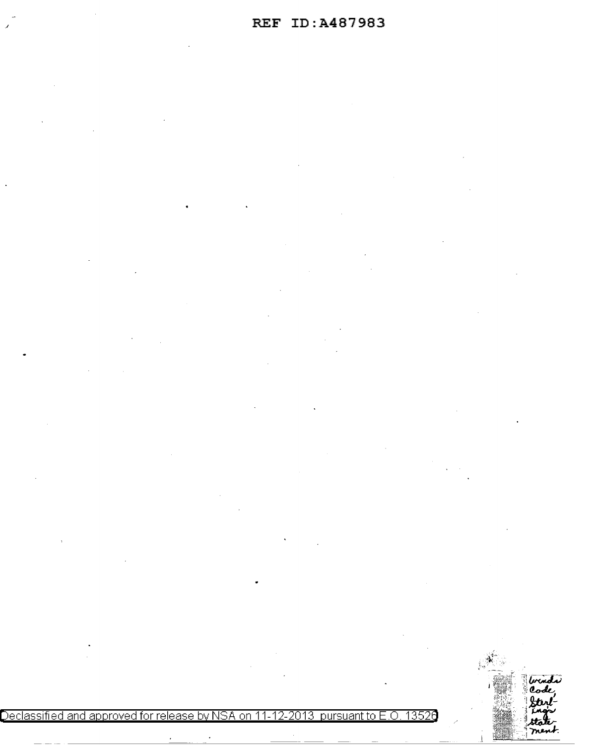winds code, Sterlings statement.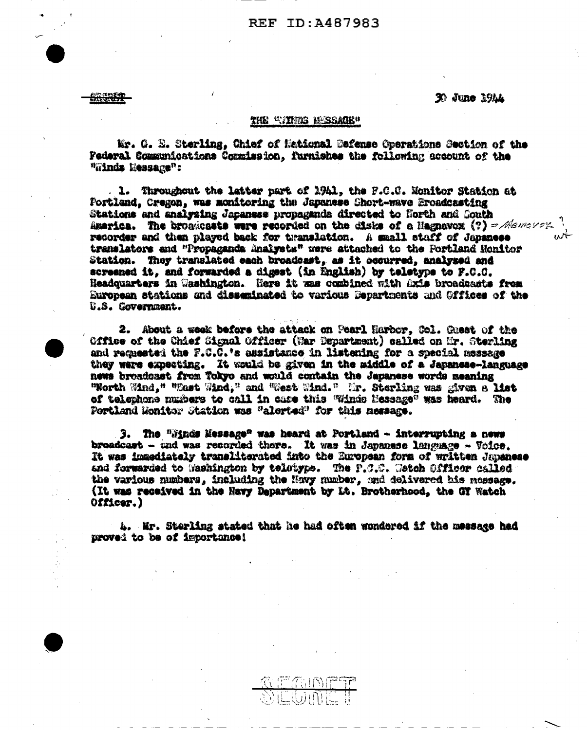REF ID:A487983

SECRET

30 June 1944

THE "WINDS MESSAGE"

Mr. G. E. Sterling, Chief of National Defense Operations Section of the Federal Communications Commission, furnishes the following account of the "Winds Message":

1. Throughout the latter part of 1941, the F.C.C. Monitor Station at Portland, Oregon, was monitoring the Japanese Short-wave Broadcasting Stations and analyzing Japanese propaganda directed to North and South America. The broadcasts were recorded on the disks of a Magnavox (?) = *Memovox ? wt* recorder and then played back for translation. A small staff of Japanese translators and "Propaganda Analysts" were attached to the Portland Monitor Station. They translated each broadcast, as it occurred, analyzed and screened it, and forwarded a digest (in English) by teletype to F.C.C. Headquarters in Washington. Here it was combined with Axis broadcasts from European stations and disseminated to various Departments and Offices of the U.S. Government.

2. About a week before the attack on Pearl Harbor, Col. Guest of the Office of the Chief Signal Officer (War Department) called on Mr. Sterling and requested the F.C.C.'s assistance in listening for a special message they were expecting. It would be given in the middle of a Japanese-language news broadcast from Tokyo and would contain the Japanese words meaning "North Wind," "East Wind," and "West Wind." Mr. Sterling was given a list of telephone numbers to call in case this "Winds Message" was heard. The Portland Monitor Station was "alerted" for this message.

3. The "Winds Message" was heard at Portland - interrupting a news broadcast - and was recorded there. It was in Japanese language - Voice. It was immediately transliterated into the European form of written Japanese and forwarded to Washington by teletype. The F.C.C. Watch Officer called the various numbers, including the Navy number, and delivered his message. (It was received in the Navy Department by Lt. Brotherhood, the GY Watch Officer.)

4. Mr. Sterling stated that he had often wondered if the message had proved to be of importance!

SECRET